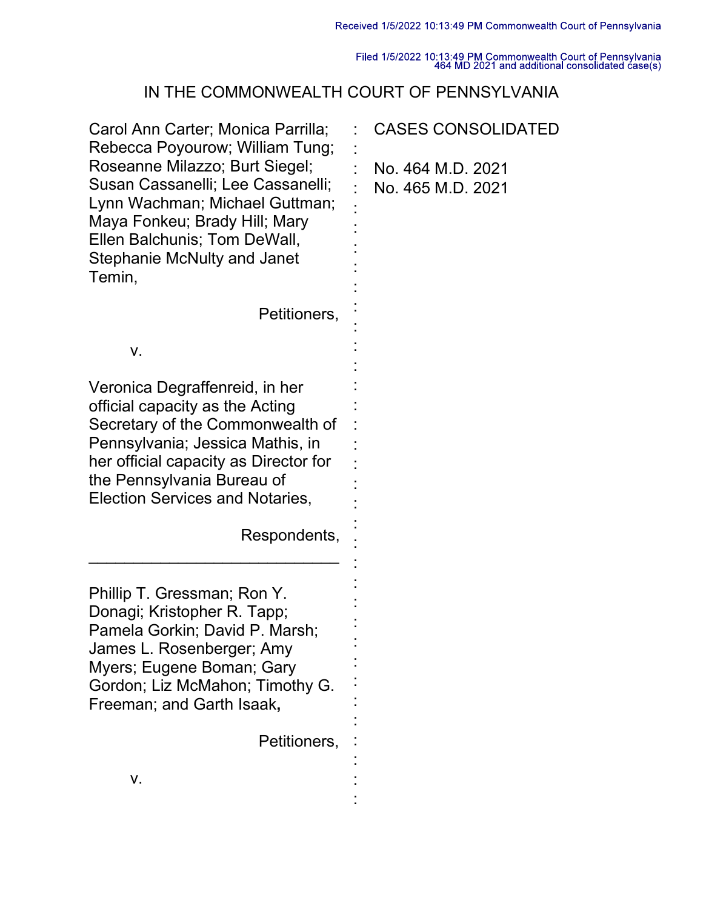Received 1/5/2022 10:13:49 PM Commonwealth Court of Pennsylvania

Filed 1/5/2022 10:13:49 PM Commonwealth Court of Pennsylvania
464 MD 2021 and additional consolidated case(s)

# IN THE COMMONWEALTH COURT OF PENNSYLVANIA

Carol Ann Carter; Monica Parrilla; Rebecca Poyourow; William Tung; Roseanne Milazzo; Burt Siegel; Susan Cassanelli; Lee Cassanelli; Lynn Wachman; Michael Guttman; Maya Fonkeu; Brady Hill; Mary Ellen Balchunis; Tom DeWall, Stephanie McNulty and Janet Temin,

Petitioners,

v.

Veronica Degraffenreid, in her official capacity as the Acting Secretary of the Commonwealth of Pennsylvania; Jessica Mathis, in her official capacity as Director for the Pennsylvania Bureau of Election Services and Notaries,

Respondents,

CASES CONSOLIDATED

No. 464 M.D. 2021
No. 465 M.D. 2021

---

Phillip T. Gressman; Ron Y. Donagi; Kristopher R. Tapp; Pamela Gorkin; David P. Marsh; James L. Rosenberger; Amy Myers; Eugene Boman; Gary Gordon; Liz McMahon; Timothy G. Freeman; and Garth Isaak**,**

Petitioners,

v.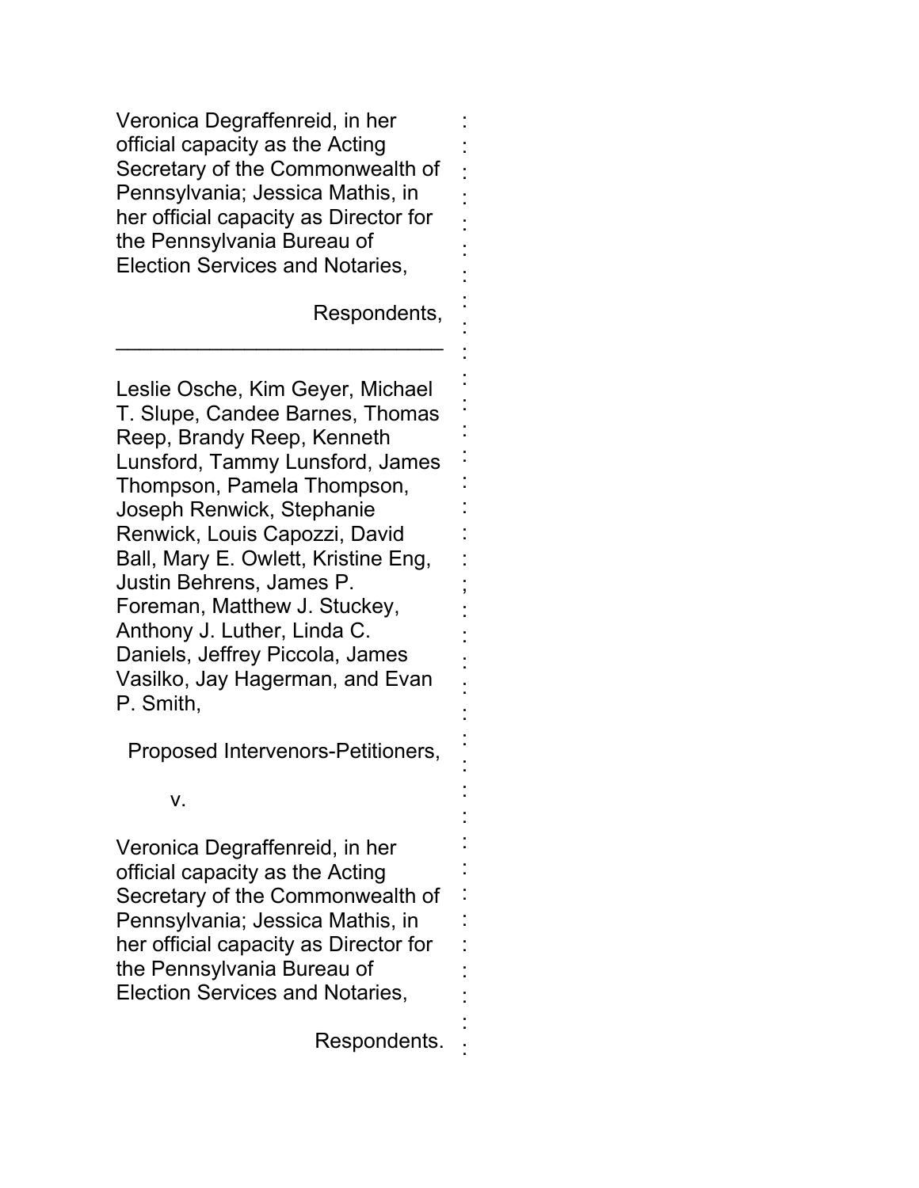Veronica Degraffenreid, in her official capacity as the Acting Secretary of the Commonwealth of Pennsylvania; Jessica Mathis, in her official capacity as Director for the Pennsylvania Bureau of Election Services and Notaries,

Respondents,

---

Leslie Osche, Kim Geyer, Michael T. Slupe, Candee Barnes, Thomas Reep, Brandy Reep, Kenneth Lunsford, Tammy Lunsford, James Thompson, Pamela Thompson, Joseph Renwick, Stephanie Renwick, Louis Capozzi, David Ball, Mary E. Owlett, Kristine Eng, Justin Behrens, James P. Foreman, Matthew J. Stuckey, Anthony J. Luther, Linda C. Daniels, Jeffrey Piccola, James Vasilko, Jay Hagerman, and Evan P. Smith,

Proposed Intervenors-Petitioners,

v.

Veronica Degraffenreid, in her official capacity as the Acting Secretary of the Commonwealth of Pennsylvania; Jessica Mathis, in her official capacity as Director for the Pennsylvania Bureau of Election Services and Notaries,

Respondents.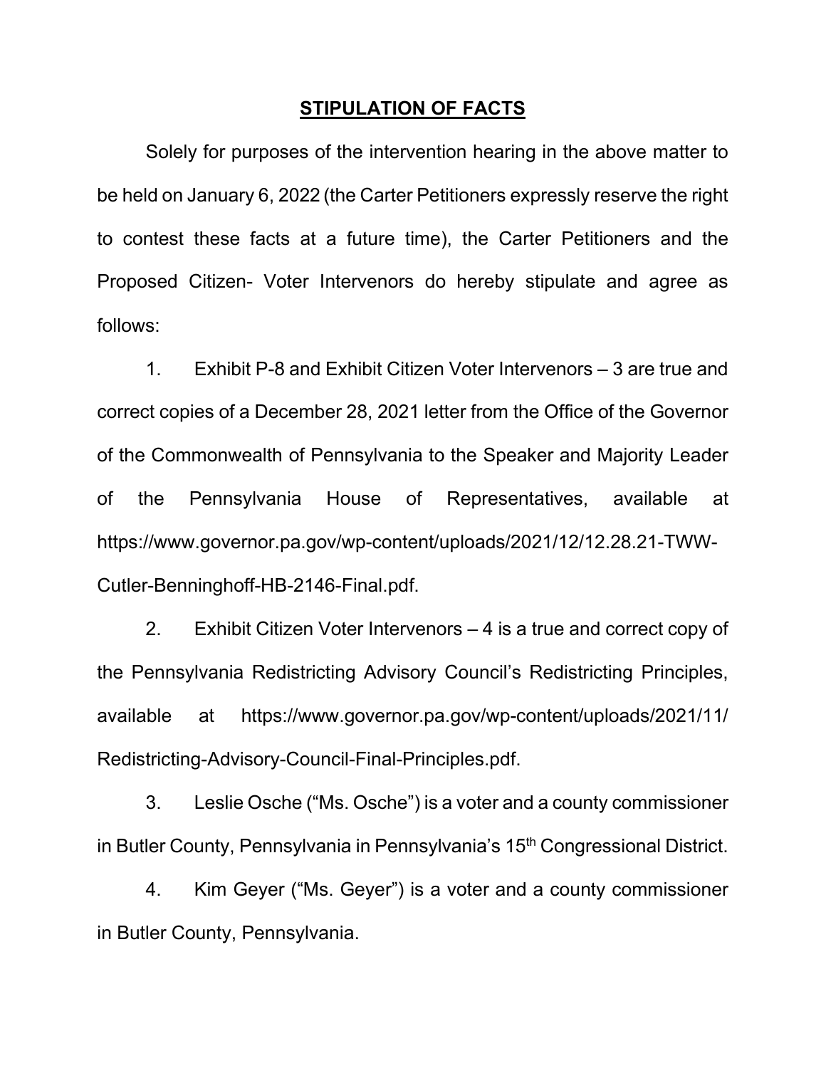## STIPULATION OF FACTS

Solely for purposes of the intervention hearing in the above matter to be held on January 6, 2022 (the Carter Petitioners expressly reserve the right to contest these facts at a future time), the Carter Petitioners and the Proposed Citizen- Voter Intervenors do hereby stipulate and agree as follows:

1. Exhibit P-8 and Exhibit Citizen Voter Intervenors – 3 are true and correct copies of a December 28, 2021 letter from the Office of the Governor of the Commonwealth of Pennsylvania to the Speaker and Majority Leader of the Pennsylvania House of Representatives, available at https://www.governor.pa.gov/wp-content/uploads/2021/12/12.28.21-TWW-Cutler-Benninghoff-HB-2146-Final.pdf.

2. Exhibit Citizen Voter Intervenors – 4 is a true and correct copy of the Pennsylvania Redistricting Advisory Council's Redistricting Principles, available at https://www.governor.pa.gov/wp-content/uploads/2021/11/Redistricting-Advisory-Council-Final-Principles.pdf.

3. Leslie Osche ("Ms. Osche") is a voter and a county commissioner in Butler County, Pennsylvania in Pennsylvania's 15th Congressional District.

4. Kim Geyer ("Ms. Geyer") is a voter and a county commissioner in Butler County, Pennsylvania.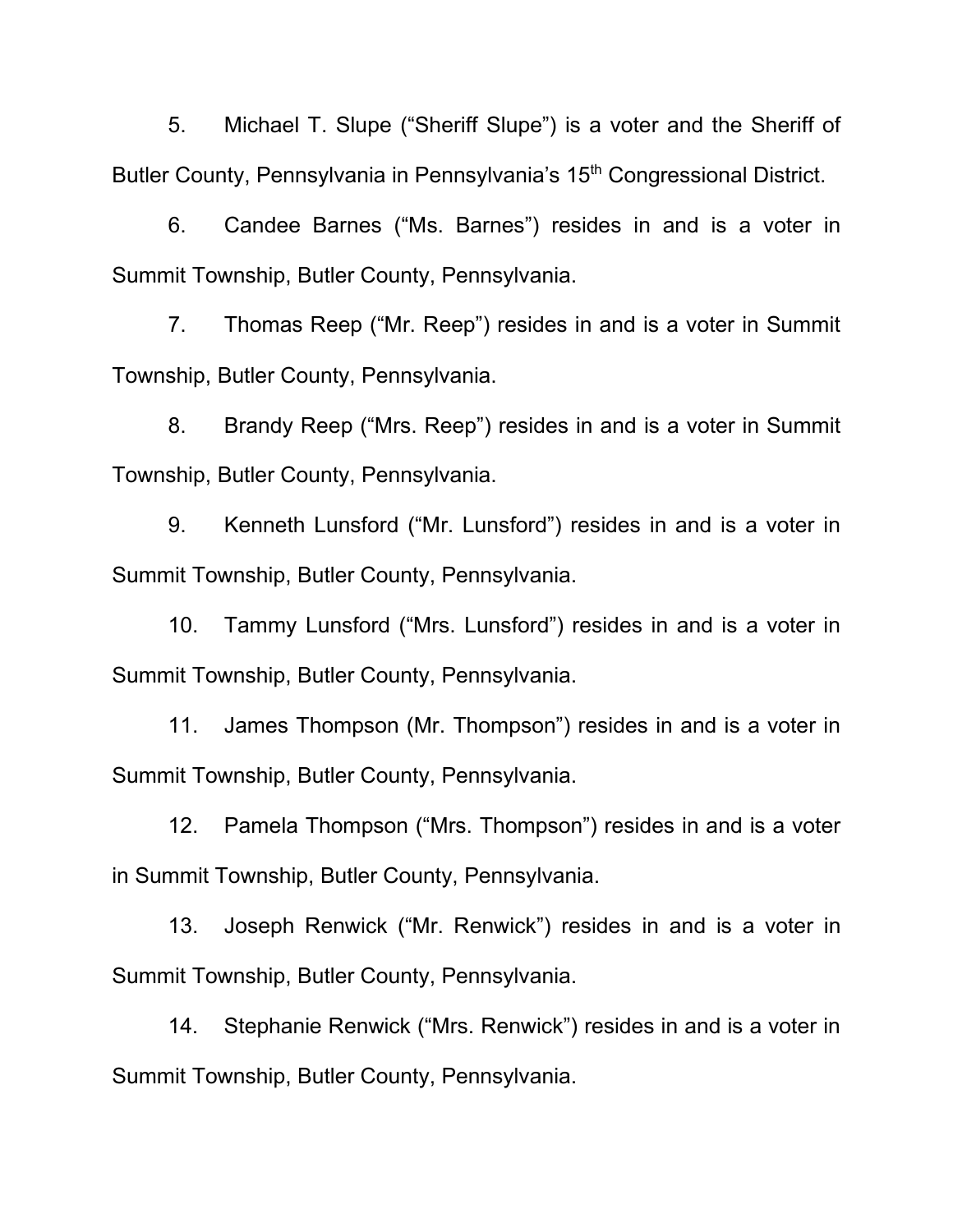5. Michael T. Slupe ("Sheriff Slupe") is a voter and the Sheriff of Butler County, Pennsylvania in Pennsylvania's 15th Congressional District.

6. Candee Barnes ("Ms. Barnes") resides in and is a voter in Summit Township, Butler County, Pennsylvania.

7. Thomas Reep ("Mr. Reep") resides in and is a voter in Summit Township, Butler County, Pennsylvania.

8. Brandy Reep ("Mrs. Reep") resides in and is a voter in Summit Township, Butler County, Pennsylvania.

9. Kenneth Lunsford ("Mr. Lunsford") resides in and is a voter in Summit Township, Butler County, Pennsylvania.

10. Tammy Lunsford ("Mrs. Lunsford") resides in and is a voter in Summit Township, Butler County, Pennsylvania.

11. James Thompson (Mr. Thompson") resides in and is a voter in Summit Township, Butler County, Pennsylvania.

12. Pamela Thompson ("Mrs. Thompson") resides in and is a voter in Summit Township, Butler County, Pennsylvania.

13. Joseph Renwick ("Mr. Renwick") resides in and is a voter in Summit Township, Butler County, Pennsylvania.

14. Stephanie Renwick ("Mrs. Renwick") resides in and is a voter in Summit Township, Butler County, Pennsylvania.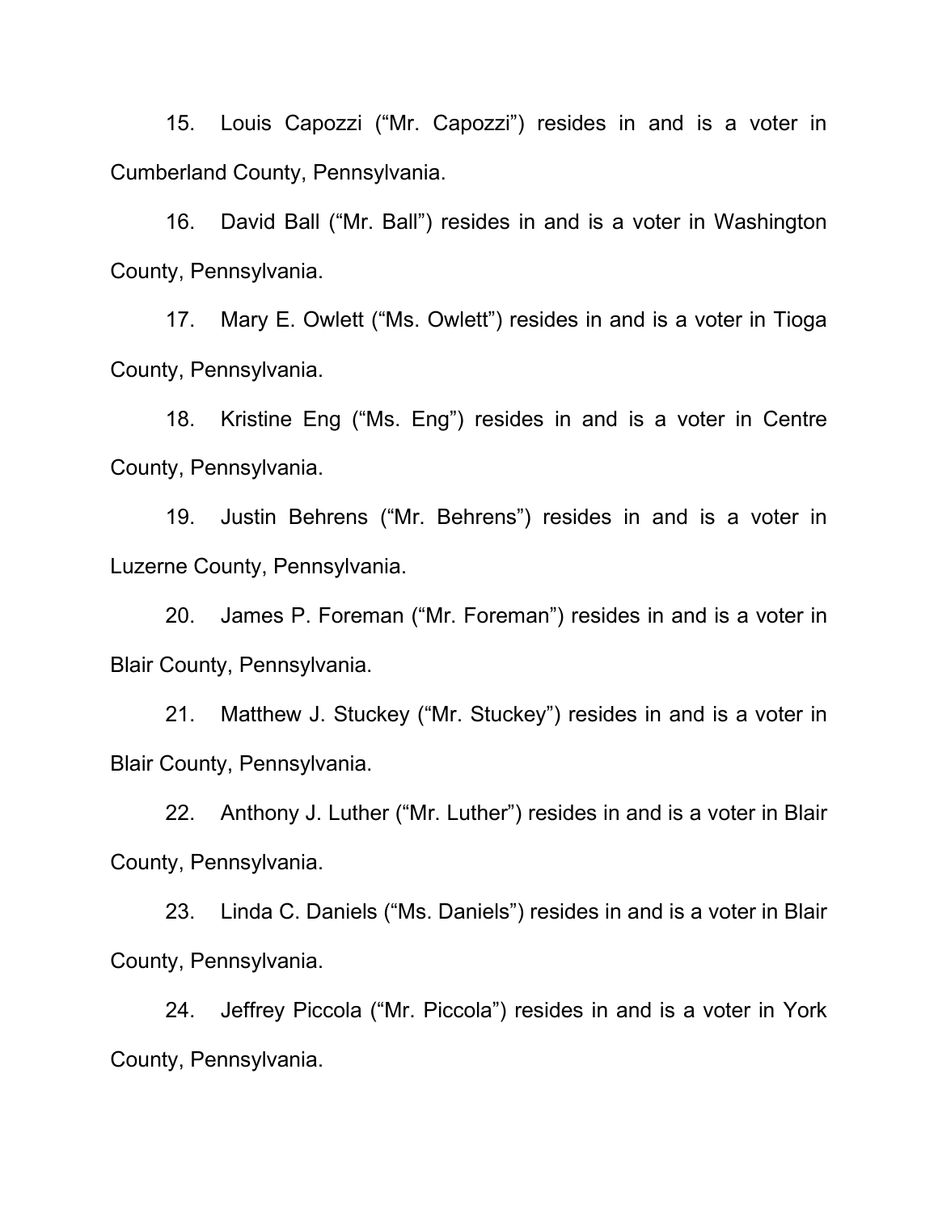15. Louis Capozzi ("Mr. Capozzi") resides in and is a voter in Cumberland County, Pennsylvania.

16. David Ball ("Mr. Ball") resides in and is a voter in Washington County, Pennsylvania.

17. Mary E. Owlett ("Ms. Owlett") resides in and is a voter in Tioga County, Pennsylvania.

18. Kristine Eng ("Ms. Eng") resides in and is a voter in Centre County, Pennsylvania.

19. Justin Behrens ("Mr. Behrens") resides in and is a voter in Luzerne County, Pennsylvania.

20. James P. Foreman ("Mr. Foreman") resides in and is a voter in Blair County, Pennsylvania.

21. Matthew J. Stuckey ("Mr. Stuckey") resides in and is a voter in Blair County, Pennsylvania.

22. Anthony J. Luther ("Mr. Luther") resides in and is a voter in Blair County, Pennsylvania.

23. Linda C. Daniels ("Ms. Daniels") resides in and is a voter in Blair County, Pennsylvania.

24. Jeffrey Piccola ("Mr. Piccola") resides in and is a voter in York County, Pennsylvania.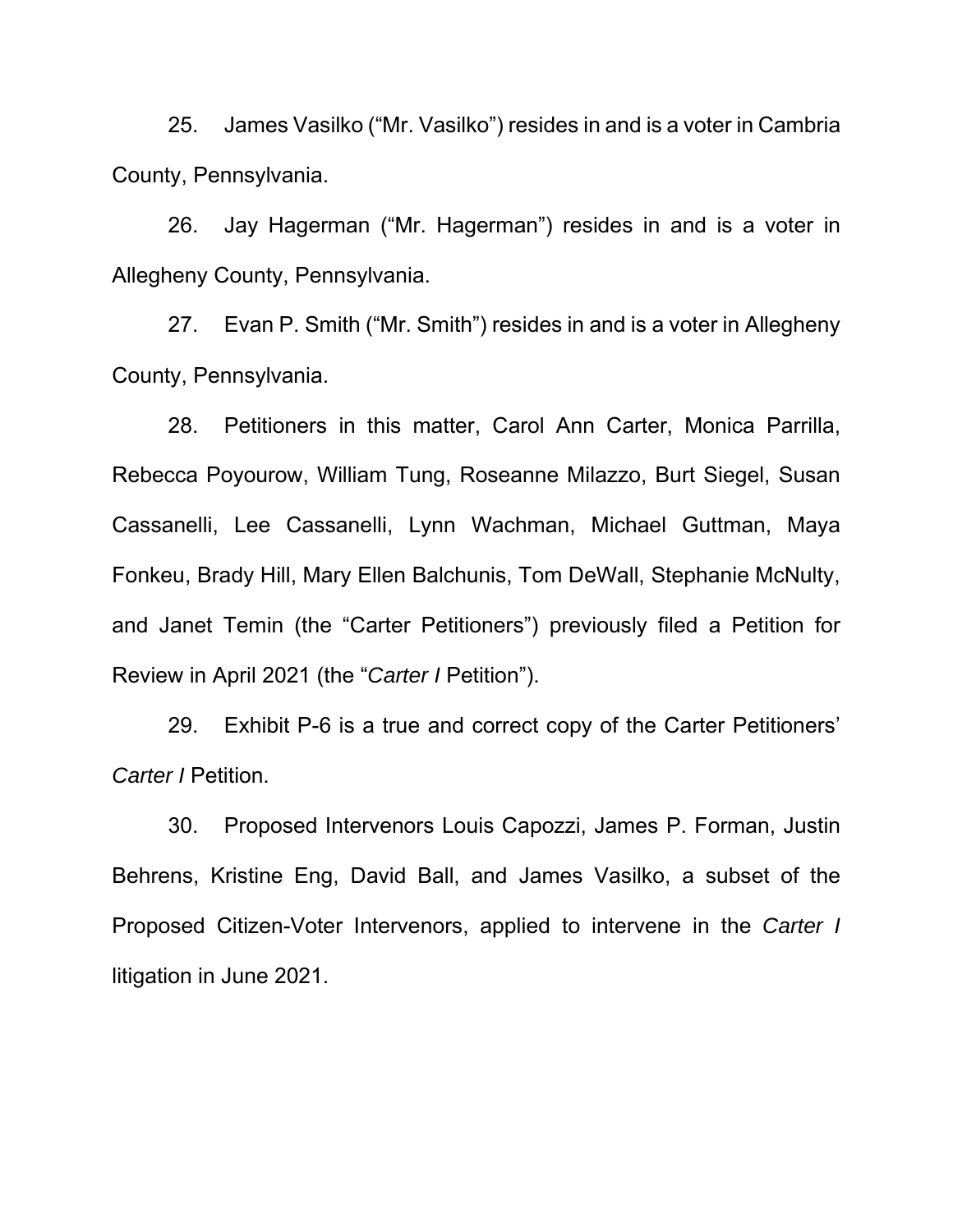25. James Vasilko ("Mr. Vasilko") resides in and is a voter in Cambria County, Pennsylvania.

26. Jay Hagerman ("Mr. Hagerman") resides in and is a voter in Allegheny County, Pennsylvania.

27. Evan P. Smith ("Mr. Smith") resides in and is a voter in Allegheny County, Pennsylvania.

28. Petitioners in this matter, Carol Ann Carter, Monica Parrilla, Rebecca Poyourow, William Tung, Roseanne Milazzo, Burt Siegel, Susan Cassanelli, Lee Cassanelli, Lynn Wachman, Michael Guttman, Maya Fonkeu, Brady Hill, Mary Ellen Balchunis, Tom DeWall, Stephanie McNulty, and Janet Temin (the "Carter Petitioners") previously filed a Petition for Review in April 2021 (the "*Carter I* Petition").

29. Exhibit P-6 is a true and correct copy of the Carter Petitioners' *Carter I* Petition.

30. Proposed Intervenors Louis Capozzi, James P. Forman, Justin Behrens, Kristine Eng, David Ball, and James Vasilko, a subset of the Proposed Citizen-Voter Intervenors, applied to intervene in the *Carter I* litigation in June 2021.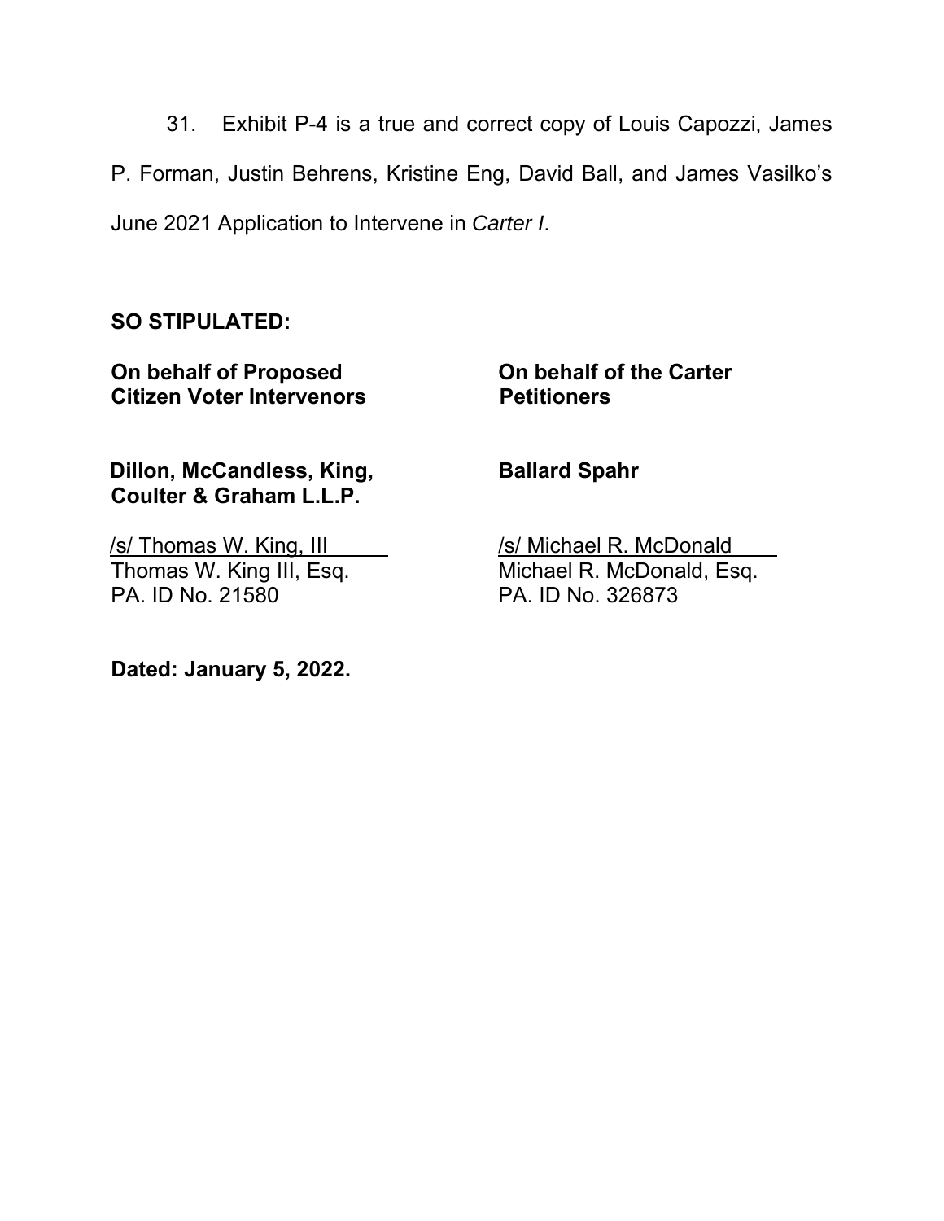31. Exhibit P-4 is a true and correct copy of Louis Capozzi, James P. Forman, Justin Behrens, Kristine Eng, David Ball, and James Vasilko's June 2021 Application to Intervene in *Carter I*.

**SO STIPULATED:**

**On behalf of Proposed Citizen Voter Intervenors**

**Dillon, McCandless, King, Coulter & Graham L.L.P.**

/s/ Thomas W. King, III
Thomas W. King III, Esq.
PA. ID No. 21580

**On behalf of the Carter Petitioners**

**Ballard Spahr**

/s/ Michael R. McDonald
Michael R. McDonald, Esq.
PA. ID No. 326873

**Dated: January 5, 2022.**